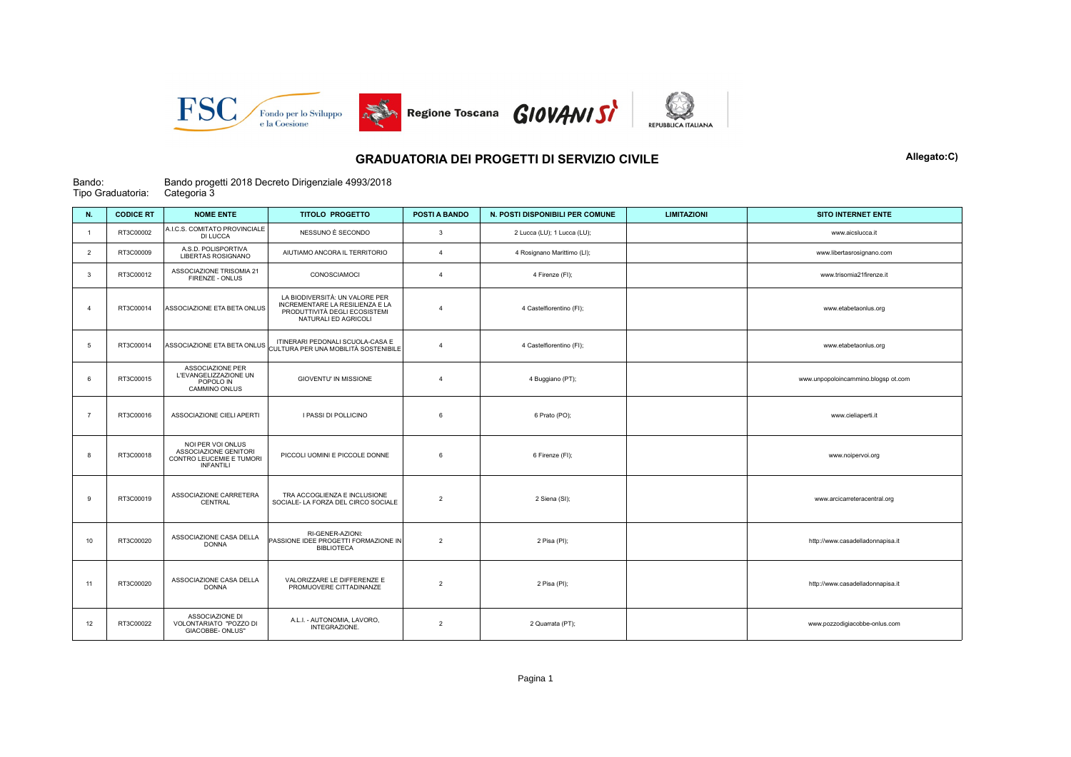# GRADUATORIA DEI PROGETTI DI SERVIZIO CIVILE

**Allegato:C)**

Bando: Bando progetti 2018 Decreto Dirigenziale 4993/2018

Tipo Graduatoria: Categoria 3

| N. | CODICE RT | NOME ENTE | TITOLO PROGETTO | POSTI A BANDO | N. POSTI DISPONIBILI PER COMUNE | LIMITAZIONI | SITO INTERNET ENTE |
|---|---|---|---|---|---|---|---|
| 1 | RT3C00002 | A.I.C.S. COMITATO PROVINCIALE DI LUCCA | NESSUNO È SECONDO | 3 | 2 Lucca (LU); 1 Lucca (LU); | | www.aicslucca.it |
| 2 | RT3C00009 | A.S.D. POLISPORTIVA LIBERTAS ROSIGNANO | AIUTIAMO ANCORA IL TERRITORIO | 4 | 4 Rosignano Marittimo (LI); | | www.libertasrosignano.com |
| 3 | RT3C00012 | ASSOCIAZIONE TRISOMIA 21 FIRENZE - ONLUS | CONOSCIAMOCI | 4 | 4 Firenze (FI); | | www.trisomia21firenze.it |
| 4 | RT3C00014 | ASSOCIAZIONE ETA BETA ONLUS | LA BIODIVERSITÀ: UN VALORE PER INCREMENTARE LA RESILIENZA E LA PRODUTTIVITÀ DEGLI ECOSISTEMI NATURALI ED AGRICOLI | 4 | 4 Castelfiorentino (FI); | | www.etabetaonlus.org |
| 5 | RT3C00014 | ASSOCIAZIONE ETA BETA ONLUS | ITINERARI PEDONALI SCUOLA-CASA E CULTURA PER UNA MOBILITÀ SOSTENIBILE | 4 | 4 Castelfiorentino (FI); | | www.etabetaonlus.org |
| 6 | RT3C00015 | ASSOCIAZIONE PER L'EVANGELIZZAZIONE UN POPOLO IN CAMMINO ONLUS | GIOVENTU' IN MISSIONE | 4 | 4 Buggiano (PT); | | www.unpopoloincammino.blogsp ot.com |
| 7 | RT3C00016 | ASSOCIAZIONE CIELI APERTI | I PASSI DI POLLICINO | 6 | 6 Prato (PO); | | www.cieliaperti.it |
| 8 | RT3C00018 | NOI PER VOI ONLUS ASSOCIAZIONE GENITORI CONTRO LEUCEMIE E TUMORI INFANTILI | PICCOLI UOMINI E PICCOLE DONNE | 6 | 6 Firenze (FI); | | www.noipervoi.org |
| 9 | RT3C00019 | ASSOCIAZIONE CARRETERA CENTRAL | TRA ACCOGLIENZA E INCLUSIONE SOCIALE- LA FORZA DEL CIRCO SOCIALE | 2 | 2 Siena (SI); | | www.arcicarreteracentral.org |
| 10 | RT3C00020 | ASSOCIAZIONE CASA DELLA DONNA | RI-GENER-AZIONI: PASSIONE IDEE PROGETTI FORMAZIONE IN BIBLIOTECA | 2 | 2 Pisa (PI); | | http://www.casadelladonnapisa.it |
| 11 | RT3C00020 | ASSOCIAZIONE CASA DELLA DONNA | VALORIZZARE LE DIFFERENZE E PROMUOVERE CITTADINANZE | 2 | 2 Pisa (PI); | | http://www.casadelladonnapisa.it |
| 12 | RT3C00022 | ASSOCIAZIONE DI VOLONTARIATO "POZZO DI GIACOBBE- ONLUS" | A.L.I. - AUTONOMIA, LAVORO, INTEGRAZIONE. | 2 | 2 Quarrata (PT); | | www.pozzodigiacobbe-onlus.com |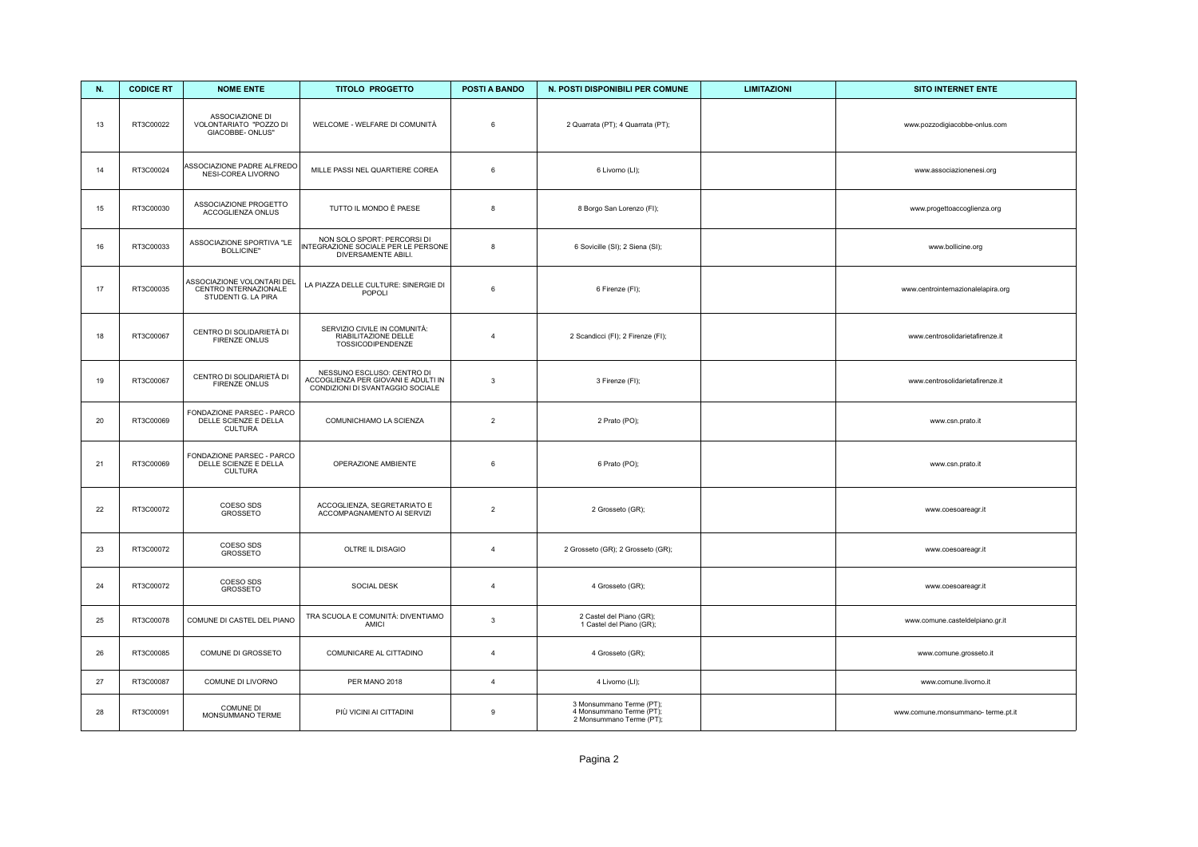| N. | CODICE RT | NOME ENTE | TITOLO PROGETTO | POSTI A BANDO | N. POSTI DISPONIBILI PER COMUNE | LIMITAZIONI | SITO INTERNET ENTE |
|---|---|---|---|---|---|---|---|
| 13 | RT3C00022 | ASSOCIAZIONE DI VOLONTARIATO "POZZO DI GIACOBBE- ONLUS" | WELCOME - WELFARE DI COMUNITÀ | 6 | 2 Quarrata (PT); 4 Quarrata (PT); | | www.pozzodigiacobbe-onlus.com |
| 14 | RT3C00024 | ASSOCIAZIONE PADRE ALFREDO NESI-COREA LIVORNO | MILLE PASSI NEL QUARTIERE COREA | 6 | 6 Livorno (LI); | | www.associazionenesi.org |
| 15 | RT3C00030 | ASSOCIAZIONE PROGETTO ACCOGLIENZA ONLUS | TUTTO IL MONDO È PAESE | 8 | 8 Borgo San Lorenzo (FI); | | www.progettoaccoglienza.org |
| 16 | RT3C00033 | ASSOCIAZIONE SPORTIVA "LE BOLLICINE" | NON SOLO SPORT: PERCORSI DI INTEGRAZIONE SOCIALE PER LE PERSONE DIVERSAMENTE ABILI. | 8 | 6 Sovicille (SI); 2 Siena (SI); | | www.bollicine.org |
| 17 | RT3C00035 | ASSOCIAZIONE VOLONTARI DEL CENTRO INTERNAZIONALE STUDENTI G. LA PIRA | LA PIAZZA DELLE CULTURE: SINERGIE DI POPOLI | 6 | 6 Firenze (FI); | | www.centrointernazionalelapira.org |
| 18 | RT3C00067 | CENTRO DI SOLIDARIETÀ DI FIRENZE ONLUS | SERVIZIO CIVILE IN COMUNITÀ: RIABILITAZIONE DELLE TOSSICODIPENDENZE | 4 | 2 Scandicci (FI); 2 Firenze (FI); | | www.centrosolidarietafirenze.it |
| 19 | RT3C00067 | CENTRO DI SOLIDARIETÀ DI FIRENZE ONLUS | NESSUNO ESCLUSO: CENTRO DI ACCOGLIENZA PER GIOVANI E ADULTI IN CONDIZIONI DI SVANTAGGIO SOCIALE | 3 | 3 Firenze (FI); | | www.centrosolidarietafirenze.it |
| 20 | RT3C00069 | FONDAZIONE PARSEC - PARCO DELLE SCIENZE E DELLA CULTURA | COMUNICHIAMO LA SCIENZA | 2 | 2 Prato (PO); | | www.csn.prato.it |
| 21 | RT3C00069 | FONDAZIONE PARSEC - PARCO DELLE SCIENZE E DELLA CULTURA | OPERAZIONE AMBIENTE | 6 | 6 Prato (PO); | | www.csn.prato.it |
| 22 | RT3C00072 | COESO SDS GROSSETO | ACCOGLIENZA, SEGRETARIATO E ACCOMPAGNAMENTO AI SERVIZI | 2 | 2 Grosseto (GR); | | www.coesoareagr.it |
| 23 | RT3C00072 | COESO SDS GROSSETO | OLTRE IL DISAGIO | 4 | 2 Grosseto (GR); 2 Grosseto (GR); | | www.coesoareagr.it |
| 24 | RT3C00072 | COESO SDS GROSSETO | SOCIAL DESK | 4 | 4 Grosseto (GR); | | www.coesoareagr.it |
| 25 | RT3C00078 | COMUNE DI CASTEL DEL PIANO | TRA SCUOLA E COMUNITÀ: DIVENTIAMO AMICI | 3 | 2 Castel del Piano (GR); 1 Castel del Piano (GR); | | www.comune.casteldelpiano.gr.it |
| 26 | RT3C00085 | COMUNE DI GROSSETO | COMUNICARE AL CITTADINO | 4 | 4 Grosseto (GR); | | www.comune.grosseto.it |
| 27 | RT3C00087 | COMUNE DI LIVORNO | PER MANO 2018 | 4 | 4 Livorno (LI); | | www.comune.livorno.it |
| 28 | RT3C00091 | COMUNE DI MONSUMMANO TERME | PIÙ VICINI AI CITTADINI | 9 | 3 Monsummano Terme (PT); 4 Monsummano Terme (PT); 2 Monsummano Terme (PT); | | www.comune.monsummano- terme.pt.it |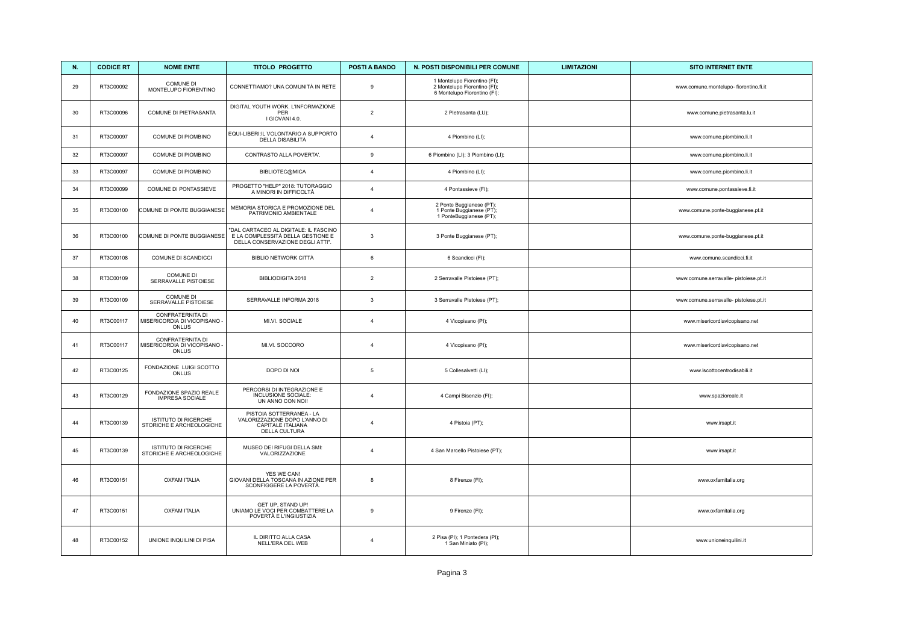| N. | CODICE RT | NOME ENTE | TITOLO PROGETTO | POSTI A BANDO | N. POSTI DISPONIBILI PER COMUNE | LIMITAZIONI | SITO INTERNET ENTE |
|---|---|---|---|---|---|---|---|
| 29 | RT3C00092 | COMUNE DI MONTELUPO FIORENTINO | CONNETTIAMO? UNA COMUNITÀ IN RETE | 9 | 1 Montelupo Fiorentino (FI); 2 Montelupo Fiorentino (FI); 6 Montelupo Fiorentino (FI); | | www.comune.montelupo- fiorentino.fi.it |
| 30 | RT3C00096 | COMUNE DI PIETRASANTA | DIGITAL YOUTH WORK. L'INFORMAZIONE PER I GIOVANI 4.0. | 2 | 2 Pietrasanta (LU); | | www.comune.pietrasanta.lu.it |
| 31 | RT3C00097 | COMUNE DI PIOMBINO | EQUI-LIBERI:IL VOLONTARIO A SUPPORTO DELLA DISABILITÀ | 4 | 4 Piombino (LI); | | www.comune.piombino.li.it |
| 32 | RT3C00097 | COMUNE DI PIOMBINO | CONTRASTO ALLA POVERTA'. | 9 | 6 Piombino (LI); 3 Piombino (LI); | | www.comune.piombino.li.it |
| 33 | RT3C00097 | COMUNE DI PIOMBINO | BIBLIOTEC@MICA | 4 | 4 Piombino (LI); | | www.comune.piombino.li.it |
| 34 | RT3C00099 | COMUNE DI PONTASSIEVE | PROGETTO "HELP" 2018: TUTORAGGIO A MINORI IN DIFFICOLTÀ | 4 | 4 Pontassieve (FI); | | www.comune.pontassieve.fi.it |
| 35 | RT3C00100 | COMUNE DI PONTE BUGGIANESE | MEMORIA STORICA E PROMOZIONE DEL PATRIMONIO AMBIENTALE | 4 | 2 Ponte Buggianese (PT); 1 Ponte Buggianese (PT); 1 PonteBuggianese (PT); | | www.comune.ponte-buggianese.pt.it |
| 36 | RT3C00100 | COMUNE DI PONTE BUGGIANESE | "DAL CARTACEO AL DIGITALE: IL FASCINO E LA COMPLESSITÀ DELLA GESTIONE E DELLA CONSERVAZIONE DEGLI ATTI". | 3 | 3 Ponte Buggianese (PT); | | www.comune.ponte-buggianese.pt.it |
| 37 | RT3C00108 | COMUNE DI SCANDICCI | BIBLIO NETWORK CITTÀ | 6 | 6 Scandicci (FI); | | www.comune.scandicci.fi.it |
| 38 | RT3C00109 | COMUNE DI SERRAVALLE PISTOIESE | BIBLIODIGITA 2018 | 2 | 2 Serravalle Pistoiese (PT); | | www.comune.serravalle- pistoiese.pt.it |
| 39 | RT3C00109 | COMUNE DI SERRAVALLE PISTOIESE | SERRAVALLE INFORMA 2018 | 3 | 3 Serravalle Pistoiese (PT); | | www.comune.serravalle- pistoiese.pt.it |
| 40 | RT3C00117 | CONFRATERNITA DI MISERICORDIA DI VICOPISANO - ONLUS | MI.VI. SOCIALE | 4 | 4 Vicopisano (PI); | | www.misericordiavicopisano.net |
| 41 | RT3C00117 | CONFRATERNITA DI MISERICORDIA DI VICOPISANO - ONLUS | MI.VI. SOCCORO | 4 | 4 Vicopisano (PI); | | www.misericordiavicopisano.net |
| 42 | RT3C00125 | FONDAZIONE LUIGI SCOTTO ONLUS | DOPO DI NOI | 5 | 5 Collesalvetti (LI); | | www.lscottocentrodisabili.it |
| 43 | RT3C00129 | FONDAZIONE SPAZIO REALE IMPRESA SOCIALE | PERCORSI DI INTEGRAZIONE E INCLUSIONE SOCIALE: UN ANNO CON NOI! | 4 | 4 Campi Bisenzio (FI); | | www.spazioreale.it |
| 44 | RT3C00139 | ISTITUTO DI RICERCHE STORICHE E ARCHEOLOGICHE | PISTOIA SOTTERRANEA - LA VALORIZZAZIONE DOPO L'ANNO DI CAPITALE ITALIANA DELLA CULTURA | 4 | 4 Pistoia (PT); | | www.irsapt.it |
| 45 | RT3C00139 | ISTITUTO DI RICERCHE STORICHE E ARCHEOLOGICHE | MUSEO DEI RIFUGI DELLA SMI: VALORIZZAZIONE | 4 | 4 San Marcello Pistoiese (PT); | | www.irsapt.it |
| 46 | RT3C00151 | OXFAM ITALIA | YES WE CAN! GIOVANI DELLA TOSCANA IN AZIONE PER SCONFIGGERE LA POVERTÀ. | 8 | 8 Firenze (FI); | | www.oxfamitalia.org |
| 47 | RT3C00151 | OXFAM ITALIA | GET UP, STAND UP! UNIAMO LE VOCI PER COMBATTERE LA POVERTÀ E L'INGIUSTIZIA | 9 | 9 Firenze (FI); | | www.oxfamitalia.org |
| 48 | RT3C00152 | UNIONE INQUILINI DI PISA | IL DIRITTO ALLA CASA NELL'ERA DEL WEB | 4 | 2 Pisa (PI); 1 Pontedera (PI); 1 San Miniato (PI); | | www.unioneinquilini.it |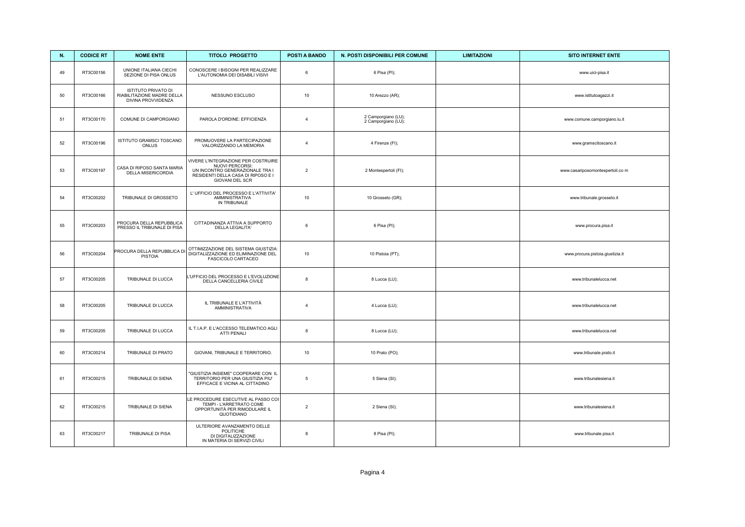| N. | CODICE RT | NOME ENTE | TITOLO PROGETTO | POSTI A BANDO | N. POSTI DISPONIBILI PER COMUNE | LIMITAZIONI | SITO INTERNET ENTE |
|---|---|---|---|---|---|---|---|
| 49 | RT3C00156 | UNIONE ITALIANA CIECHI SEZIONE DI PISA ONLUS | CONOSCERE I BISOGNI PER REALIZZARE L'AUTONOMIA DEI DISABILI VISIVI | 6 | 6 Pisa (PI); | | www.uici-pisa.it |
| 50 | RT3C00166 | ISTITUTO PRIVATO DI RIABILITAZIONE MADRE DELLA DIVINA PROVVIDENZA | NESSUNO ESCLUSO | 10 | 10 Arezzo (AR); | | www.istitutoagazzi.it |
| 51 | RT3C00170 | COMUNE DI CAMPORGIANO | PAROLA D'ORDINE: EFFICIENZA | 4 | 2 Camporgiano (LU); 2 Camporgiano (LU); | | www.comune.camporgiano.lu.it |
| 52 | RT3C00196 | ISTITUTO GRAMSCI TOSCANO ONLUS | PROMUOVERE LA PARTECIPAZIONE VALORIZZANDO LA MEMORIA | 4 | 4 Firenze (FI); | | www.gramscitoscano.it |
| 53 | RT3C00197 | CASA DI RIPOSO SANTA MARIA DELLA MISERICORDIA | VIVERE L'INTEGRAZIONE PER COSTRUIRE NUOVI PERCORSI: UN INCONTRO GENERAZIONALE TRA I RESIDENTI DELLA CASA DI RIPOSO E I GIOVANI DEL SCR | 2 | 2 Montespertoli (FI); | | www.casariposomontespertoli.co m |
| 54 | RT3C00202 | TRIBUNALE DI GROSSETO | L' UFFICIO DEL PROCESSO E L'ATTIVITA' AMMINISTRATIVA IN TRIBUNALE | 10 | 10 Grosseto (GR); | | www.tribunale.grosseto.it |
| 55 | RT3C00203 | PROCURA DELLA REPUBBLICA PRESSO IL TRIBUNALE DI PISA | CITTADINANZA ATTIVA A SUPPORTO DELLA LEGALITA' | 6 | 6 Pisa (PI); | | www.procura.pisa.it |
| 56 | RT3C00204 | PROCURA DELLA REPUBBLICA DI PISTOIA | OTTIMIZZAZIONE DEL SISTEMA GIUSTIZIA: DIGITALIZZAZIONE ED ELIMINAZIONE DEL FASCICOLO CARTACEO | 10 | 10 Pistoia (PT); | | www.procura.pistoia.giustizia.it |
| 57 | RT3C00205 | TRIBUNALE DI LUCCA | L'UFFICIO DEL PROCESSO E L'EVOLUZIONE DELLA CANCELLERIA CIVILE | 8 | 8 Lucca (LU); | | www.tribunalelucca.net |
| 58 | RT3C00205 | TRIBUNALE DI LUCCA | IL TRIBUNALE E L'ATTIVITÀ AMMINISTRATIVA | 4 | 4 Lucca (LU); | | www.tribunalelucca.net |
| 59 | RT3C00205 | TRIBUNALE DI LUCCA | IL T.I.A.P. E L'ACCESSO TELEMATICO AGLI ATTI PENALI | 8 | 8 Lucca (LU); | | www.tribunalelucca.net |
| 60 | RT3C00214 | TRIBUNALE DI PRATO | GIOVANI, TRIBUNALE E TERRITORIO. | 10 | 10 Prato (PO); | | www.tribunale.prato.it |
| 61 | RT3C00215 | TRIBUNALE DI SIENA | "GIUSTIZIA INSIEME" COOPERARE CON IL TERRITORIO PER UNA GIUSTIZIA PIU' EFFICACE E VICINA AL CITTADINO | 5 | 5 Siena (SI); | | www.tribunalesiena.it |
| 62 | RT3C00215 | TRIBUNALE DI SIENA | LE PROCEDURE ESECUTIVE AL PASSO COI TEMPI - L'ARRETRATO COME OPPORTUNITÀ PER RIMODULARE IL QUOTIDIANO | 2 | 2 Siena (SI); | | www.tribunalesiena.it |
| 63 | RT3C00217 | TRIBUNALE DI PISA | ULTERIORE AVANZAMENTO DELLE POLITICHE DI DIGITALIZZAZIONE IN MATERIA DI SERVIZI CIVILI | 8 | 8 Pisa (PI); | | www.tribunale.pisa.it |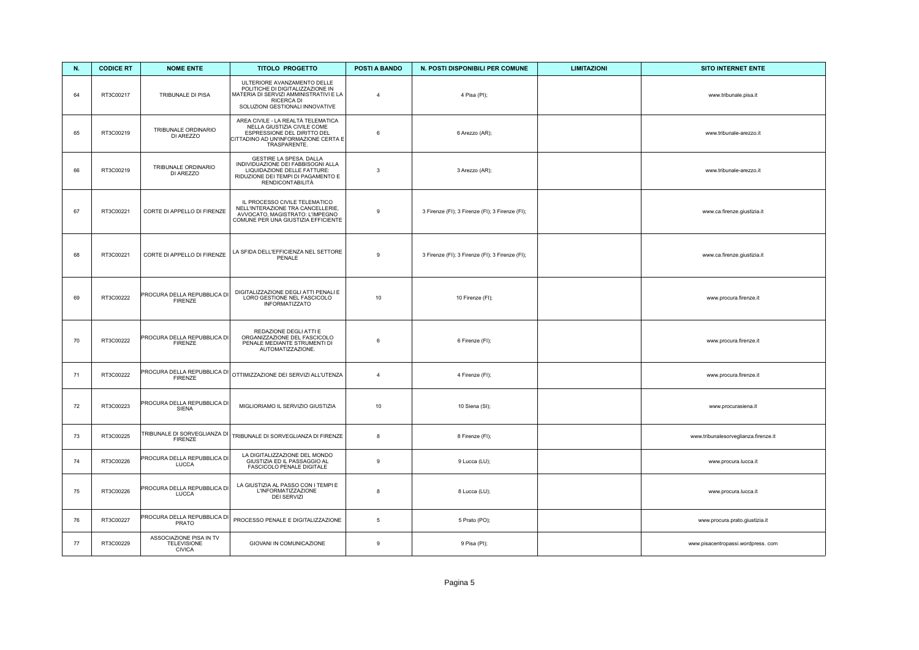| N. | CODICE RT | NOME ENTE | TITOLO PROGETTO | POSTI A BANDO | N. POSTI DISPONIBILI PER COMUNE | LIMITAZIONI | SITO INTERNET ENTE |
|---|---|---|---|---|---|---|---|
| 64 | RT3C00217 | TRIBUNALE DI PISA | ULTERIORE AVANZAMENTO DELLE POLITICHE DI DIGITALIZZAZIONE IN MATERIA DI SERVIZI AMMINISTRATIVI E LA RICERCA DI SOLUZIONI GESTIONALI INNOVATIVE | 4 | 4 Pisa (PI); | | www.tribunale.pisa.it |
| 65 | RT3C00219 | TRIBUNALE ORDINARIO DI AREZZO | AREA CIVILE - LA REALTÀ TELEMATICA NELLA GIUSTIZIA CIVILE COME ESPRESSIONE DEL DIRITTO DEL CITTADINO AD UN'INFORMAZIONE CERTA E TRASPARENTE. | 6 | 6 Arezzo (AR); | | www.tribunale-arezzo.it |
| 66 | RT3C00219 | TRIBUNALE ORDINARIO DI AREZZO | GESTIRE LA SPESA. DALLA INDIVIDUAZIONE DEI FABBISOGNI ALLA LIQUIDAZIONE DELLE FATTURE: RIDUZIONE DEI TEMPI DI PAGAMENTO E RENDICONTABILITÀ | 3 | 3 Arezzo (AR); | | www.tribunale-arezzo.it |
| 67 | RT3C00221 | CORTE DI APPELLO DI FIRENZE | IL PROCESSO CIVILE TELEMATICO NELL'INTERAZIONE TRA CANCELLERIE, AVVOCATO, MAGISTRATO: L'IMPEGNO COMUNE PER UNA GIUSTIZIA EFFICIENTE | 9 | 3 Firenze (FI); 3 Firenze (FI); 3 Firenze (FI); | | www.ca.firenze.giustizia.it |
| 68 | RT3C00221 | CORTE DI APPELLO DI FIRENZE | LA SFIDA DELL'EFFICIENZA NEL SETTORE PENALE | 9 | 3 Firenze (FI); 3 Firenze (FI); 3 Firenze (FI); | | www.ca.firenze.giustizia.it |
| 69 | RT3C00222 | PROCURA DELLA REPUBBLICA DI FIRENZE | DIGITALIZZAZIONE DEGLI ATTI PENALI E LORO GESTIONE NEL FASCICOLO INFORMATIZZATO | 10 | 10 Firenze (FI); | | www.procura.firenze.it |
| 70 | RT3C00222 | PROCURA DELLA REPUBBLICA DI FIRENZE | REDAZIONE DEGLI ATTI E ORGANIZZAZIONE DEL FASCICOLO PENALE MEDIANTE STRUMENTI DI AUTOMATIZZAZIONE. | 6 | 6 Firenze (FI); | | www.procura.firenze.it |
| 71 | RT3C00222 | PROCURA DELLA REPUBBLICA DI FIRENZE | OTTIMIZZAZIONE DEI SERVIZI ALL'UTENZA | 4 | 4 Firenze (FI); | | www.procura.firenze.it |
| 72 | RT3C00223 | PROCURA DELLA REPUBBLICA DI SIENA | MIGLIORIAMO IL SERVIZIO GIUSTIZIA | 10 | 10 Siena (SI); | | www.procurasiena.it |
| 73 | RT3C00225 | TRIBUNALE DI SORVEGLIANZA DI FIRENZE | TRIBUNALE DI SORVEGLIANZA DI FIRENZE | 8 | 8 Firenze (FI); | | www.tribunalesorveglianza.firenze.it |
| 74 | RT3C00226 | PROCURA DELLA REPUBBLICA DI LUCCA | LA DIGITALIZZAZIONE DEL MONDO GIUSTIZIA ED IL PASSAGGIO AL FASCICOLO PENALE DIGITALE | 9 | 9 Lucca (LU); | | www.procura.lucca.it |
| 75 | RT3C00226 | PROCURA DELLA REPUBBLICA DI LUCCA | LA GIUSTIZIA AL PASSO CON I TEMPI E L'INFORMATIZZAZIONE DEI SERVIZI | 8 | 8 Lucca (LU); | | www.procura.lucca.it |
| 76 | RT3C00227 | PROCURA DELLA REPUBBLICA DI PRATO | PROCESSO PENALE E DIGITALIZZAZIONE | 5 | 5 Prato (PO); | | www.procura.prato.giustizia.it |
| 77 | RT3C00229 | ASSOCIAZIONE PISA IN TV TELEVISIONE CIVICA | GIOVANI IN COMUNICAZIONE | 9 | 9 Pisa (PI); | | www.pisacentropassi.wordpress. com |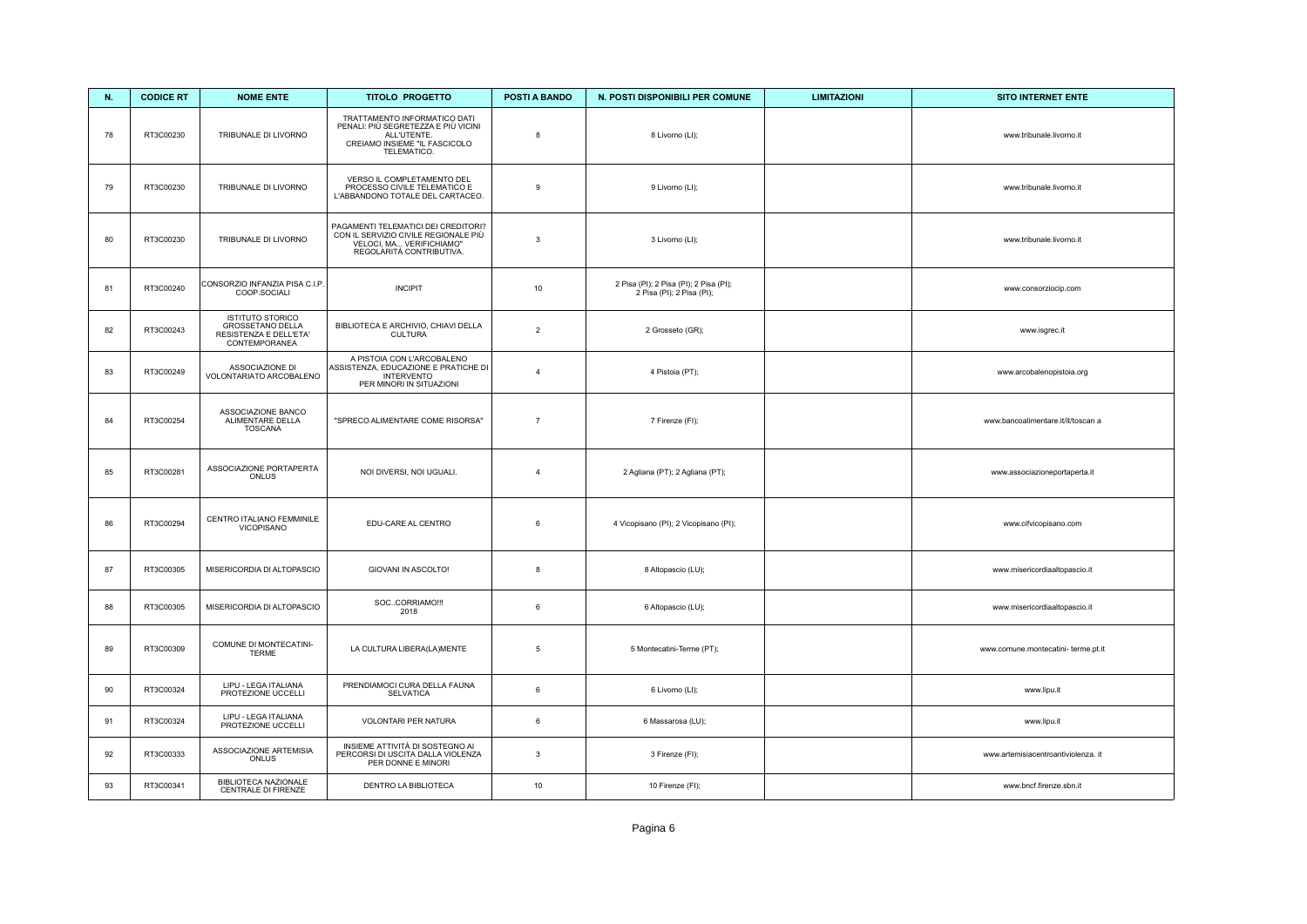| N. | CODICE RT | NOME ENTE | TITOLO PROGETTO | POSTI A BANDO | N. POSTI DISPONIBILI PER COMUNE | LIMITAZIONI | SITO INTERNET ENTE |
|---|---|---|---|---|---|---|---|
| 78 | RT3C00230 | TRIBUNALE DI LIVORNO | TRATTAMENTO INFORMATICO DATI PENALI: PIÙ SEGRETEZZA E PIÙ VICINI ALL'UTENTE. CREIAMO INSIEME "IL FASCICOLO TELEMATICO. | 8 | 8 Livorno (LI); | | www.tribunale.livorno.it |
| 79 | RT3C00230 | TRIBUNALE DI LIVORNO | VERSO IL COMPLETAMENTO DEL PROCESSO CIVILE TELEMATICO E L'ABBANDONO TOTALE DEL CARTACEO. | 9 | 9 Livorno (LI); | | www.tribunale.livorno.it |
| 80 | RT3C00230 | TRIBUNALE DI LIVORNO | PAGAMENTI TELEMATICI DEI CREDITORI? CON IL SERVIZIO CIVILE REGIONALE PIÙ VELOCI, MA... VERIFICHIAMO" REGOLARITÀ CONTRIBUTIVA. | 3 | 3 Livorno (LI); | | www.tribunale.livorno.it |
| 81 | RT3C00240 | CONSORZIO INFANZIA PISA C.I.P. COOP.SOCIALI | INCIPIT | 10 | 2 Pisa (PI); 2 Pisa (PI); 2 Pisa (PI); 2 Pisa (PI); 2 Pisa (PI); | | www.consorziocip.com |
| 82 | RT3C00243 | ISTITUTO STORICO GROSSETANO DELLA RESISTENZA E DELL'ETA' CONTEMPORANEA | BIBLIOTECA E ARCHIVIO, CHIAVI DELLA CULTURA | 2 | 2 Grosseto (GR); | | www.isgrec.it |
| 83 | RT3C00249 | ASSOCIAZIONE DI VOLONTARIATO ARCOBALENO | A PISTOIA CON L'ARCOBALENO ASSISTENZA, EDUCAZIONE E PRATICHE DI INTERVENTO PER MINORI IN SITUAZIONI | 4 | 4 Pistoia (PT); | | www.arcobalenopistoia.org |
| 84 | RT3C00254 | ASSOCIAZIONE BANCO ALIMENTARE DELLA TOSCANA | "SPRECO ALIMENTARE COME RISORSA" | 7 | 7 Firenze (FI); | | www.bancoalimentare.it/it/toscan a |
| 85 | RT3C00281 | ASSOCIAZIONE PORTAPERTA ONLUS | NOI DIVERSI, NOI UGUALI. | 4 | 2 Agliana (PT); 2 Agliana (PT); | | www.associazioneportaperta.it |
| 86 | RT3C00294 | CENTRO ITALIANO FEMMINILE VICOPISANO | EDU-CARE AL CENTRO | 6 | 4 Vicopisano (PI); 2 Vicopisano (PI); | | www.cifvicopisano.com |
| 87 | RT3C00305 | MISERICORDIA DI ALTOPASCIO | GIOVANI IN ASCOLTO! | 8 | 8 Altopascio (LU); | | www.misericordiaaltopascio.it |
| 88 | RT3C00305 | MISERICORDIA DI ALTOPASCIO | SOC..CORRIAMO!!! 2018 | 6 | 6 Altopascio (LU); | | www.misericordiaaltopascio.it |
| 89 | RT3C00309 | COMUNE DI MONTECATINI-TERME | LA CULTURA LIBERA(LA)MENTE | 5 | 5 Montecatini-Terme (PT); | | www.comune.montecatini- terme.pt.it |
| 90 | RT3C00324 | LIPU - LEGA ITALIANA PROTEZIONE UCCELLI | PRENDIAMOCI CURA DELLA FAUNA SELVATICA | 6 | 6 Livorno (LI); | | www.lipu.it |
| 91 | RT3C00324 | LIPU - LEGA ITALIANA PROTEZIONE UCCELLI | VOLONTARI PER NATURA | 6 | 6 Massarosa (LU); | | www.lipu.it |
| 92 | RT3C00333 | ASSOCIAZIONE ARTEMISIA ONLUS | INSIEME ATTIVITÀ DI SOSTEGNO AI PERCORSI DI USCITA DALLA VIOLENZA PER DONNE E MINORI | 3 | 3 Firenze (FI); | | www.artemisiacentroantiviolenza. it |
| 93 | RT3C00341 | BIBLIOTECA NAZIONALE CENTRALE DI FIRENZE | DENTRO LA BIBLIOTECA | 10 | 10 Firenze (FI); | | www.bncf.firenze.sbn.it |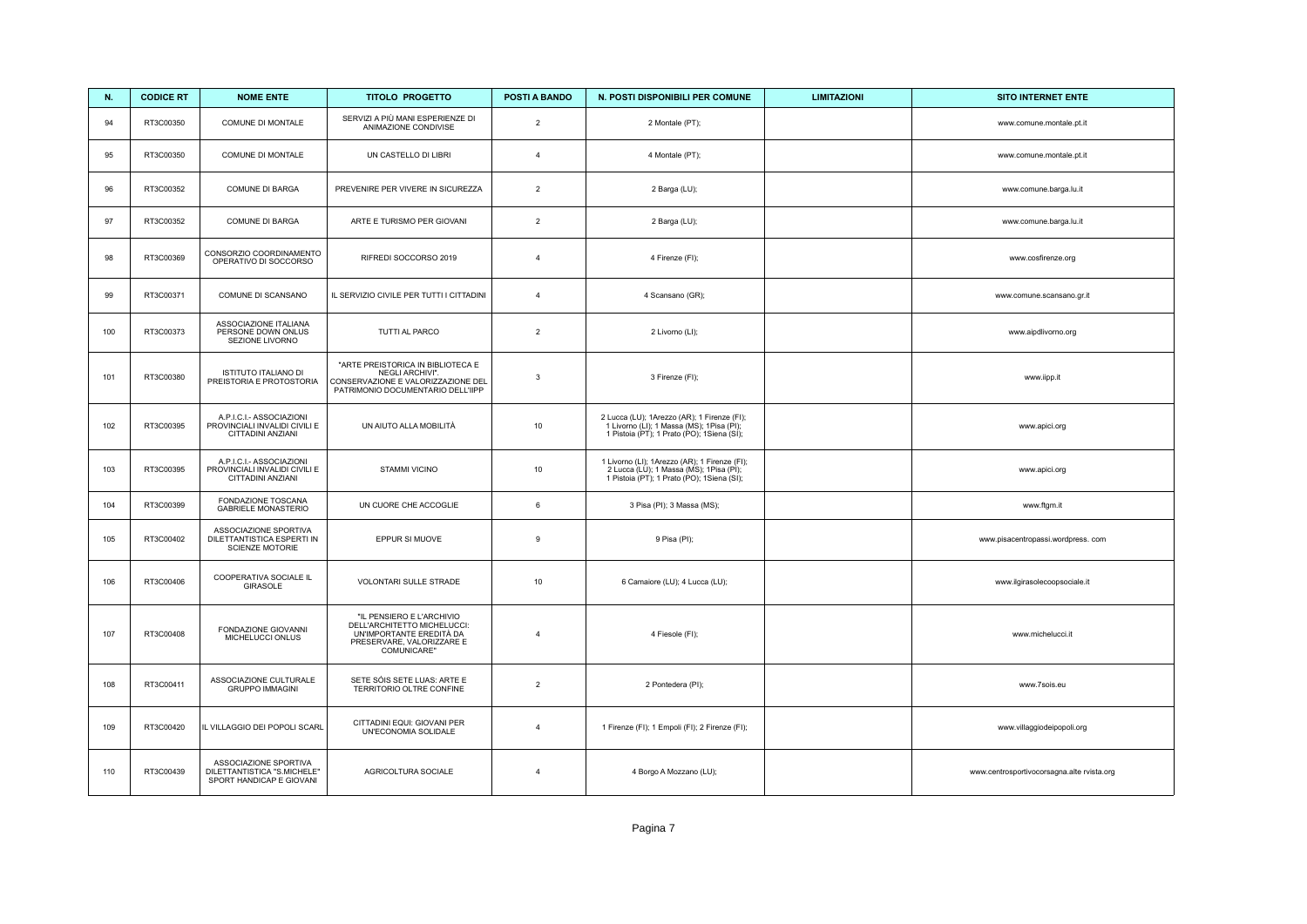| N. | CODICE RT | NOME ENTE | TITOLO PROGETTO | POSTI A BANDO | N. POSTI DISPONIBILI PER COMUNE | LIMITAZIONI | SITO INTERNET ENTE |
|---|---|---|---|---|---|---|---|
| 94 | RT3C00350 | COMUNE DI MONTALE | SERVIZI A PIÙ MANI ESPERIENZE DI ANIMAZIONE CONDIVISE | 2 | 2 Montale (PT); | | www.comune.montale.pt.it |
| 95 | RT3C00350 | COMUNE DI MONTALE | UN CASTELLO DI LIBRI | 4 | 4 Montale (PT); | | www.comune.montale.pt.it |
| 96 | RT3C00352 | COMUNE DI BARGA | PREVENIRE PER VIVERE IN SICUREZZA | 2 | 2 Barga (LU); | | www.comune.barga.lu.it |
| 97 | RT3C00352 | COMUNE DI BARGA | ARTE E TURISMO PER GIOVANI | 2 | 2 Barga (LU); | | www.comune.barga.lu.it |
| 98 | RT3C00369 | CONSORZIO COORDINAMENTO OPERATIVO DI SOCCORSO | RIFREDI SOCCORSO 2019 | 4 | 4 Firenze (FI); | | www.cosfirenze.org |
| 99 | RT3C00371 | COMUNE DI SCANSANO | IL SERVIZIO CIVILE PER TUTTI I CITTADINI | 4 | 4 Scansano (GR); | | www.comune.scansano.gr.it |
| 100 | RT3C00373 | ASSOCIAZIONE ITALIANA PERSONE DOWN ONLUS SEZIONE LIVORNO | TUTTI AL PARCO | 2 | 2 Livorno (LI); | | www.aipdlivorno.org |
| 101 | RT3C00380 | ISTITUTO ITALIANO DI PREISTORIA E PROTOSTORIA | "ARTE PREISTORICA IN BIBLIOTECA E NEGLI ARCHIVI". CONSERVAZIONE E VALORIZZAZIONE DEL PATRIMONIO DOCUMENTARIO DELL'IIPP | 3 | 3 Firenze (FI); | | www.iipp.it |
| 102 | RT3C00395 | A.P.I.C.I.- ASSOCIAZIONI PROVINCIALI INVALIDI CIVILI E CITTADINI ANZIANI | UN AIUTO ALLA MOBILITÀ | 10 | 2 Lucca (LU); 1Arezzo (AR); 1 Firenze (FI); 1 Livorno (LI); 1 Massa (MS); 1Pisa (PI); 1 Pistoia (PT); 1 Prato (PO); 1Siena (SI); | | www.apici.org |
| 103 | RT3C00395 | A.P.I.C.I.- ASSOCIAZIONI PROVINCIALI INVALIDI CIVILI E CITTADINI ANZIANI | STAMMI VICINO | 10 | 1 Livorno (LI); 1Arezzo (AR); 1 Firenze (FI); 2 Lucca (LU); 1 Massa (MS); 1Pisa (PI); 1 Pistoia (PT); 1 Prato (PO); 1Siena (SI); | | www.apici.org |
| 104 | RT3C00399 | FONDAZIONE TOSCANA GABRIELE MONASTERIO | UN CUORE CHE ACCOGLIE | 6 | 3 Pisa (PI); 3 Massa (MS); | | www.ftgm.it |
| 105 | RT3C00402 | ASSOCIAZIONE SPORTIVA DILETTANTISTICA ESPERTI IN SCIENZE MOTORIE | EPPUR SI MUOVE | 9 | 9 Pisa (PI); | | www.pisacentropassi.wordpress. com |
| 106 | RT3C00406 | COOPERATIVA SOCIALE IL GIRASOLE | VOLONTARI SULLE STRADE | 10 | 6 Camaiore (LU); 4 Lucca (LU); | | www.ilgirasolecoopsociale.it |
| 107 | RT3C00408 | FONDAZIONE GIOVANNI MICHELUCCI ONLUS | "IL PENSIERO E L'ARCHIVIO DELL'ARCHITETTO MICHELUCCI: UN'IMPORTANTE EREDITÀ DA PRESERVARE, VALORIZZARE E COMUNICARE" | 4 | 4 Fiesole (FI); | | www.michelucci.it |
| 108 | RT3C00411 | ASSOCIAZIONE CULTURALE GRUPPO IMMAGINI | SETE SÓIS SETE LUAS: ARTE E TERRITORIO OLTRE CONFINE | 2 | 2 Pontedera (PI); | | www.7sois.eu |
| 109 | RT3C00420 | IL VILLAGGIO DEI POPOLI SCARL | CITTADINI EQUI: GIOVANI PER UN'ECONOMIA SOLIDALE | 4 | 1 Firenze (FI); 1 Empoli (FI); 2 Firenze (FI); | | www.villaggiodeipopoli.org |
| 110 | RT3C00439 | ASSOCIAZIONE SPORTIVA DILETTANTISTICA "S.MICHELE" SPORT HANDICAP E GIOVANI | AGRICOLTURA SOCIALE | 4 | 4 Borgo A Mozzano (LU); | | www.centrosportivocorsagna.alte rvista.org |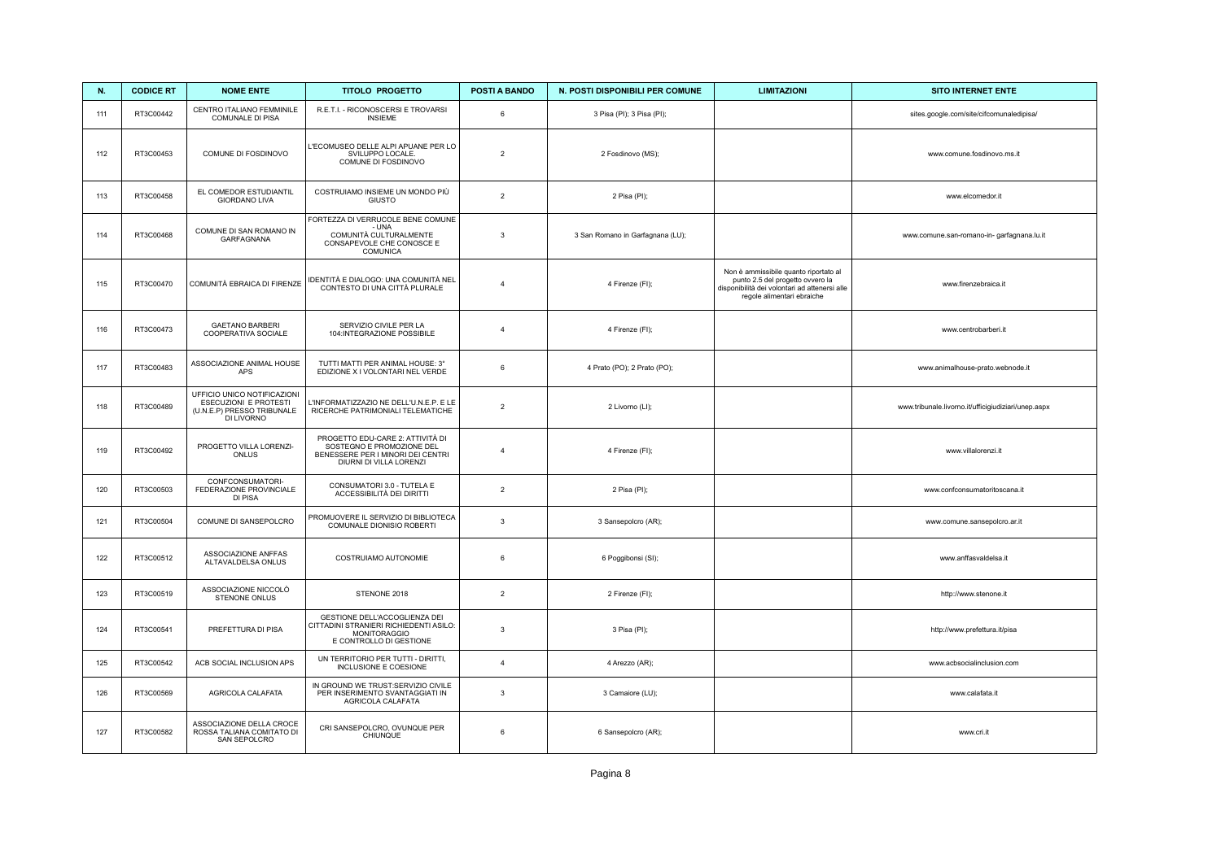| N. | CODICE RT | NOME ENTE | TITOLO PROGETTO | POSTI A BANDO | N. POSTI DISPONIBILI PER COMUNE | LIMITAZIONI | SITO INTERNET ENTE |
|---|---|---|---|---|---|---|---|
| 111 | RT3C00442 | CENTRO ITALIANO FEMMINILE COMUNALE DI PISA | R.E.T.I. - RICONOSCERSI E TROVARSI INSIEME | 6 | 3 Pisa (PI); 3 Pisa (PI); | | sites.google.com/site/cifcomunaledipisa/ |
| 112 | RT3C00453 | COMUNE DI FOSDINOVO | L'ECOMUSEO DELLE ALPI APUANE PER LO SVILUPPO LOCALE. COMUNE DI FOSDINOVO | 2 | 2 Fosdinovo (MS); | | www.comune.fosdinovo.ms.it |
| 113 | RT3C00458 | EL COMEDOR ESTUDIANTIL GIORDANO LIVA | COSTRUIAMO INSIEME UN MONDO PIÙ GIUSTO | 2 | 2 Pisa (PI); | | www.elcomedor.it |
| 114 | RT3C00468 | COMUNE DI SAN ROMANO IN GARFAGNANA | FORTEZZA DI VERRUCOLE BENE COMUNE - UNA COMUNITÀ CULTURALMENTE CONSAPEVOLE CHE CONOSCE E COMUNICA | 3 | 3 San Romano in Garfagnana (LU); | | www.comune.san-romano-in- garfagnana.lu.it |
| 115 | RT3C00470 | COMUNITÀ EBRAICA DI FIRENZE | IDENTITÀ E DIALOGO: UNA COMUNITÀ NEL CONTESTO DI UNA CITTÀ PLURALE | 4 | 4 Firenze (FI); | Non è ammissibile quanto riportato al punto 2.5 del progetto ovvero la disponibilità dei volontari ad attenersi alle regole alimentari ebraiche | www.firenzebraica.it |
| 116 | RT3C00473 | GAETANO BARBERI COOPERATIVA SOCIALE | SERVIZIO CIVILE PER LA 104:INTEGRAZIONE POSSIBILE | 4 | 4 Firenze (FI); | | www.centrobarberi.it |
| 117 | RT3C00483 | ASSOCIAZIONE ANIMAL HOUSE APS | TUTTI MATTI PER ANIMAL HOUSE: 3° EDIZIONE X I VOLONTARI NEL VERDE | 6 | 4 Prato (PO); 2 Prato (PO); | | www.animalhouse-prato.webnode.it |
| 118 | RT3C00489 | UFFICIO UNICO NOTIFICAZIONI ESECUZIONI E PROTESTI (U.N.E.P) PRESSO TRIBUNALE DI LIVORNO | L'INFORMATIZZAZIO NE DELL'U.N.E.P. E LE RICERCHE PATRIMONIALI TELEMATICHE | 2 | 2 Livorno (LI); | | www.tribunale.livorno.it/ufficigiudiziari/unep.aspx |
| 119 | RT3C00492 | PROGETTO VILLA LORENZI-ONLUS | PROGETTO EDU-CARE 2: ATTIVITÀ DI SOSTEGNO E PROMOZIONE DEL BENESSERE PER I MINORI DEI CENTRI DIURNI DI VILLA LORENZI | 4 | 4 Firenze (FI); | | www.villalorenzi.it |
| 120 | RT3C00503 | CONFCONSUMATORI-FEDERAZIONE PROVINCIALE DI PISA | CONSUMATORI 3.0 - TUTELA E ACCESSIBILITÀ DEI DIRITTI | 2 | 2 Pisa (PI); | | www.confconsumatoritoscana.it |
| 121 | RT3C00504 | COMUNE DI SANSEPOLCRO | PROMUOVERE IL SERVIZIO DI BIBLIOTECA COMUNALE DIONISIO ROBERTI | 3 | 3 Sansepolcro (AR); | | www.comune.sansepolcro.ar.it |
| 122 | RT3C00512 | ASSOCIAZIONE ANFFAS ALTAVALDELSA ONLUS | COSTRUIAMO AUTONOMIE | 6 | 6 Poggibonsi (SI); | | www.anffasvaldelsa.it |
| 123 | RT3C00519 | ASSOCIAZIONE NICCOLÒ STENONE ONLUS | STENONE 2018 | 2 | 2 Firenze (FI); | | http://www.stenone.it |
| 124 | RT3C00541 | PREFETTURA DI PISA | GESTIONE DELL'ACCOGLIENZA DEI CITTADINI STRANIERI RICHIEDENTI ASILO: MONITORAGGIO E CONTROLLO DI GESTIONE | 3 | 3 Pisa (PI); | | http://www.prefettura.it/pisa |
| 125 | RT3C00542 | ACB SOCIAL INCLUSION APS | UN TERRITORIO PER TUTTI - DIRITTI, INCLUSIONE E COESIONE | 4 | 4 Arezzo (AR); | | www.acbsocialinclusion.com |
| 126 | RT3C00569 | AGRICOLA CALAFATA | IN GROUND WE TRUST:SERVIZIO CIVILE PER INSERIMENTO SVANTAGGIATI IN AGRICOLA CALAFATA | 3 | 3 Camaiore (LU); | | www.calafata.it |
| 127 | RT3C00582 | ASSOCIAZIONE DELLA CROCE ROSSA TALIANA COMITATO DI SAN SEPOLCRO | CRI SANSEPOLCRO, OVUNQUE PER CHIUNQUE | 6 | 6 Sansepolcro (AR); | | www.cri.it |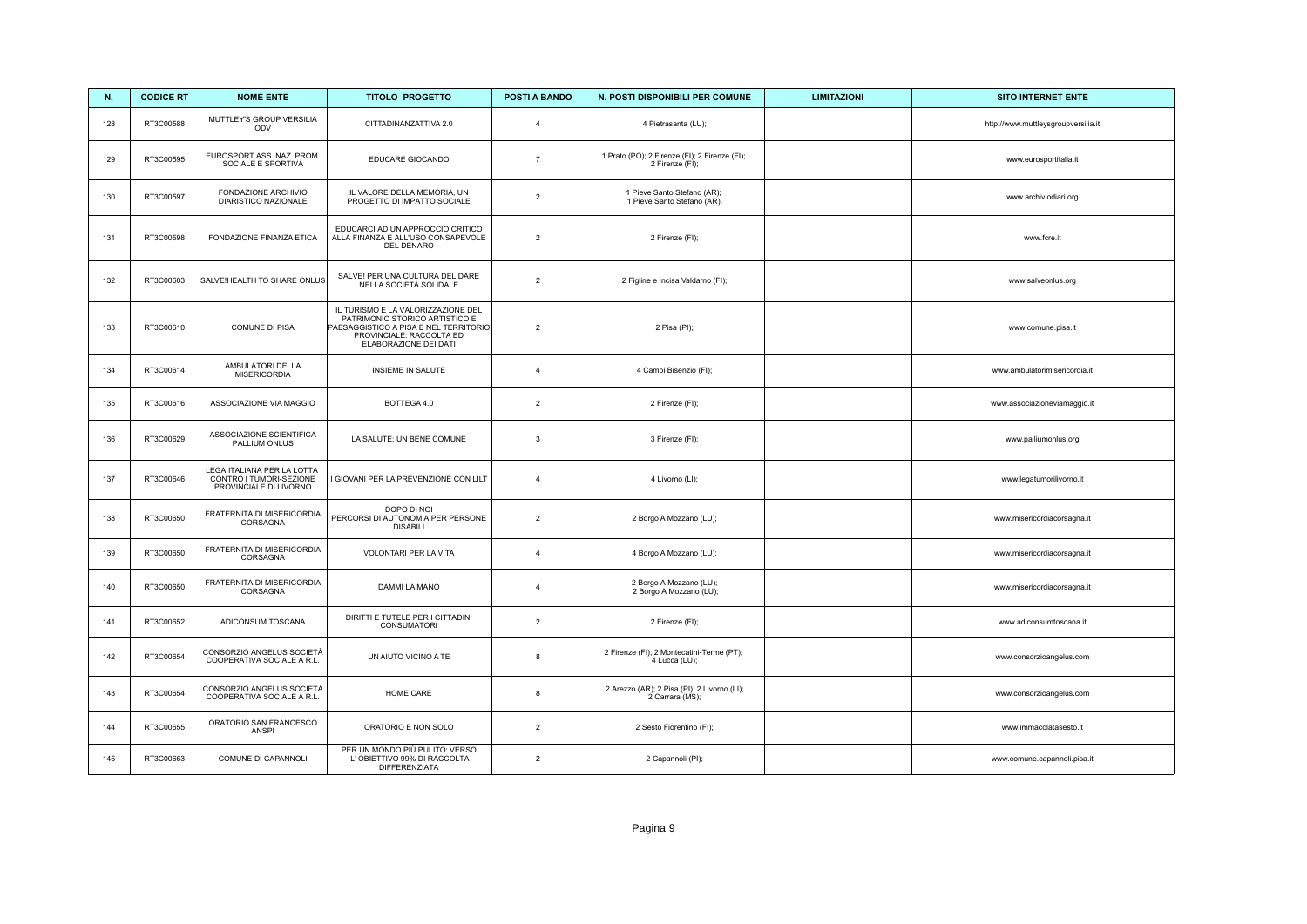| N. | CODICE RT | NOME ENTE | TITOLO PROGETTO | POSTI A BANDO | N. POSTI DISPONIBILI PER COMUNE | LIMITAZIONI | SITO INTERNET ENTE |
|---|---|---|---|---|---|---|---|
| 128 | RT3C00588 | MUTTLEY'S GROUP VERSILIA ODV | CITTADINANZATTIVA 2.0 | 4 | 4 Pietrasanta (LU); | | http://www.muttleysgroupversilia.it |
| 129 | RT3C00595 | EUROSPORT ASS. NAZ. PROM. SOCIALE E SPORTIVA | EDUCARE GIOCANDO | 7 | 1 Prato (PO); 2 Firenze (FI); 2 Firenze (FI); 2 Firenze (FI); | | www.eurosportitalia.it |
| 130 | RT3C00597 | FONDAZIONE ARCHIVIO DIARISTICO NAZIONALE | IL VALORE DELLA MEMORIA, UN PROGETTO DI IMPATTO SOCIALE | 2 | 1 Pieve Santo Stefano (AR); 1 Pieve Santo Stefano (AR); | | www.archiviodiari.org |
| 131 | RT3C00598 | FONDAZIONE FINANZA ETICA | EDUCARCI AD UN APPROCCIO CRITICO ALLA FINANZA E ALL'USO CONSAPEVOLE DEL DENARO | 2 | 2 Firenze (FI); | | www.fcre.it |
| 132 | RT3C00603 | SALVE!HEALTH TO SHARE ONLUS | SALVE! PER UNA CULTURA DEL DARE NELLA SOCIETÀ SOLIDALE | 2 | 2 Figline e Incisa Valdarno (FI); | | www.salveonlus.org |
| 133 | RT3C00610 | COMUNE DI PISA | IL TURISMO E LA VALORIZZAZIONE DEL PATRIMONIO STORICO ARTISTICO E PAESAGGISTICO A PISA E NEL TERRITORIO PROVINCIALE: RACCOLTA ED ELABORAZIONE DEI DATI | 2 | 2 Pisa (PI); | | www.comune.pisa.it |
| 134 | RT3C00614 | AMBULATORI DELLA MISERICORDIA | INSIEME IN SALUTE | 4 | 4 Campi Bisenzio (FI); | | www.ambulatorimisericordia.it |
| 135 | RT3C00616 | ASSOCIAZIONE VIA MAGGIO | BOTTEGA 4.0 | 2 | 2 Firenze (FI); | | www.associazioneviamaggio.it |
| 136 | RT3C00629 | ASSOCIAZIONE SCIENTIFICA PALLIUM ONLUS | LA SALUTE: UN BENE COMUNE | 3 | 3 Firenze (FI); | | www.palliumonlus.org |
| 137 | RT3C00646 | LEGA ITALIANA PER LA LOTTA CONTRO I TUMORI-SEZIONE PROVINCIALE DI LIVORNO | I GIOVANI PER LA PREVENZIONE CON LILT | 4 | 4 Livorno (LI); | | www.legatumorilivorno.it |
| 138 | RT3C00650 | FRATERNITA DI MISERICORDIA CORSAGNA | DOPO DI NOI PERCORSI DI AUTONOMIA PER PERSONE DISABILI | 2 | 2 Borgo A Mozzano (LU); | | www.misericordiacorsagna.it |
| 139 | RT3C00650 | FRATERNITA DI MISERICORDIA CORSAGNA | VOLONTARI PER LA VITA | 4 | 4 Borgo A Mozzano (LU); | | www.misericordiacorsagna.it |
| 140 | RT3C00650 | FRATERNITA DI MISERICORDIA CORSAGNA | DAMMI LA MANO | 4 | 2 Borgo A Mozzano (LU); 2 Borgo A Mozzano (LU); | | www.misericordiacorsagna.it |
| 141 | RT3C00652 | ADICONSUM TOSCANA | DIRITTI E TUTELE PER I CITTADINI CONSUMATORI | 2 | 2 Firenze (FI); | | www.adiconsumtoscana.it |
| 142 | RT3C00654 | CONSORZIO ANGELUS SOCIETÀ COOPERATIVA SOCIALE A R.L. | UN AIUTO VICINO A TE | 8 | 2 Firenze (FI); 2 Montecatini-Terme (PT); 4 Lucca (LU); | | www.consorzioangelus.com |
| 143 | RT3C00654 | CONSORZIO ANGELUS SOCIETÀ COOPERATIVA SOCIALE A R.L. | HOME CARE | 8 | 2 Arezzo (AR); 2 Pisa (PI); 2 Livorno (LI); 2 Carrara (MS); | | www.consorzioangelus.com |
| 144 | RT3C00655 | ORATORIO SAN FRANCESCO ANSPI | ORATORIO E NON SOLO | 2 | 2 Sesto Fiorentino (FI); | | www.immacolatasesto.it |
| 145 | RT3C00663 | COMUNE DI CAPANNOLI | PER UN MONDO PIÙ PULITO: VERSO L' OBIETTIVO 99% DI RACCOLTA DIFFERENZIATA | 2 | 2 Capannoli (PI); | | www.comune.capannoli.pisa.it |